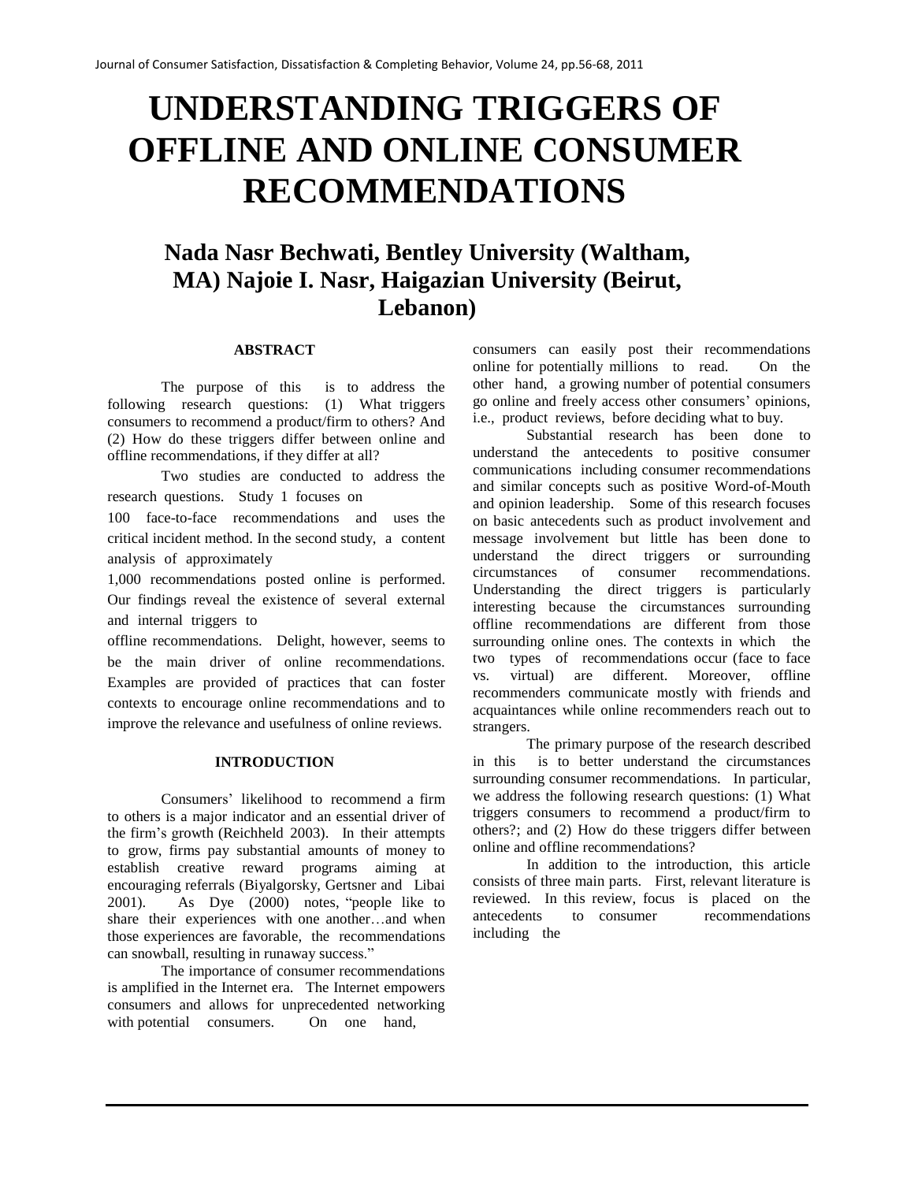# UNDERSTANDING TRIGGERS OF OFFLINE AND ONLINE CONSUMER RECOMMENDATIONS

## Nada Nasr Bechwati, Bentley University (Waltham, MA) Najoie I. Nasr, Haigazian University (Beirut, Lebanon)

### ABSTRACT

The purpose of this is to address the following research questions: (1) What triggers consumers to recommend a product/firm to others? And (2) How do these triggers differ between online and offline recommendations, if they differ at all?

Two studies are conducted to address the research questions. Study 1 focuses on 100 face-to-face recommendations and uses the critical incident method. In the second study, a content analysis of approximately 1,000 recommendations posted online is performed. Our findings reveal the existence of several external and internal triggers to offline recommendations. Delight, however, seems to be the main driver of online recommendations. Examples are provided of practices that can foster contexts to encourage online recommendations and to improve the relevance and usefulness of online reviews.

### INTRODUCTION

Consumers' likelihood to recommend a firm to others is a major indicator and an essential driver of the firm's growth (Reichheld 2003). In their attempts to grow, firms pay substantial amounts of money to establish creative reward programs aiming at encouraging referrals (Biyalgorsky, Gertsner and Libai 2001). As Dye (2000) notes, "people like to share their experiences with one another…and when those experiences are favorable, the recommendations can snowball, resulting in runaway success."

The importance of consumer recommendations is amplified in the Internet era. The Internet empowers consumers and allows for unprecedented networking with potential consumers. On one hand, consumers can easily post their recommendations online for potentially millions to read. On the other hand, a growing number of potential consumers go online and freely access other consumers' opinions, i.e., product reviews, before deciding what to buy.

Substantial research has been done to understand the antecedents to positive consumer communications including consumer recommendations and similar concepts such as positive Word-of-Mouth and opinion leadership. Some of this research focuses on basic antecedents such as product involvement and message involvement but little has been done to understand the direct triggers or surrounding circumstances of consumer recommendations. Understanding the direct triggers is particularly interesting because the circumstances surrounding offline recommendations are different from those surrounding online ones. The contexts in which the two types of recommendations occur (face to face vs. virtual) are different. Moreover, offline recommenders communicate mostly with friends and acquaintances while online recommenders reach out to strangers.

The primary purpose of the research described in this is to better understand the circumstances surrounding consumer recommendations. In particular, we address the following research questions: (1) What triggers consumers to recommend a product/firm to others?; and (2) How do these triggers differ between online and offline recommendations?

In addition to the introduction, this article consists of three main parts. First, relevant literature is reviewed. In this review, focus is placed on the antecedents to consumer recommendations including the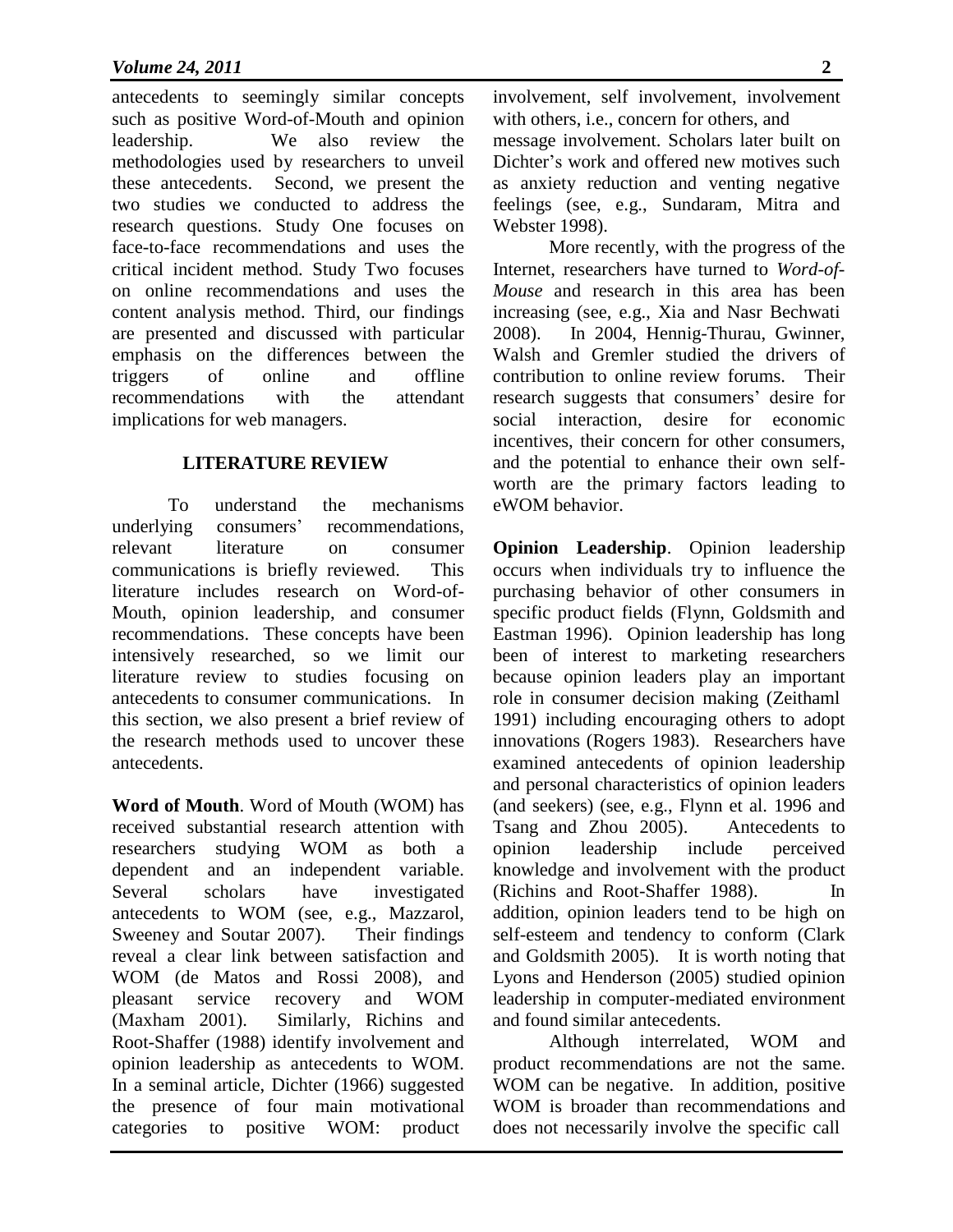antecedents to seemingly similar concepts such as positive Word-of-Mouth and opinion leadership. We also review the methodologies used by researchers to unveil these antecedents. Second, we present the two studies we conducted to address the research questions. Study One focuses on face-to-face recommendations and uses the critical incident method. Study Two focuses on online recommendations and uses the content analysis method. Third, our findings are presented and discussed with particular emphasis on the differences between the triggers of online and offline recommendations with the attendant implications for web managers.

## LITERATURE REVIEW

To understand the mechanisms underlying consumers' recommendations, relevant literature on consumer communications is briefly reviewed. This literature includes research on Word-of-Mouth, opinion leadership, and consumer recommendations. These concepts have been intensively researched, so we limit our literature review to studies focusing on antecedents to consumer communications. In this section, we also present a brief review of the research methods used to uncover these antecedents.

**Word of Mouth**. Word of Mouth (WOM) has received substantial research attention with researchers studying WOM as both a dependent and an independent variable. Several scholars have investigated antecedents to WOM (see, e.g., Mazzarol, Sweeney and Soutar 2007). Their findings reveal a clear link between satisfaction and WOM (de Matos and Rossi 2008), and pleasant service recovery and WOM (Maxham 2001). Similarly, Richins and Root-Shaffer (1988) identify involvement and opinion leadership as antecedents to WOM. In a seminal article, Dichter (1966) suggested the presence of four main motivational categories to positive WOM: product involvement, self involvement, involvement with others, i.e., concern for others, and message involvement. Scholars later built on Dichter's work and offered new motives such as anxiety reduction and venting negative feelings (see, e.g., Sundaram, Mitra and Webster 1998).

More recently, with the progress of the Internet, researchers have turned to *Word-of-Mouse* and research in this area has been increasing (see, e.g., Xia and Nasr Bechwati 2008). In 2004, Hennig-Thurau, Gwinner, Walsh and Gremler studied the drivers of contribution to online review forums. Their research suggests that consumers' desire for social interaction, desire for economic incentives, their concern for other consumers, and the potential to enhance their own self-worth are the primary factors leading to eWOM behavior.

**Opinion Leadership**. Opinion leadership occurs when individuals try to influence the purchasing behavior of other consumers in specific product fields (Flynn, Goldsmith and Eastman 1996). Opinion leadership has long been of interest to marketing researchers because opinion leaders play an important role in consumer decision making (Zeithaml 1991) including encouraging others to adopt innovations (Rogers 1983). Researchers have examined antecedents of opinion leadership and personal characteristics of opinion leaders (and seekers) (see, e.g., Flynn et al. 1996 and Tsang and Zhou 2005). Antecedents to opinion leadership include perceived knowledge and involvement with the product (Richins and Root-Shaffer 1988). In addition, opinion leaders tend to be high on self-esteem and tendency to conform (Clark and Goldsmith 2005). It is worth noting that Lyons and Henderson (2005) studied opinion leadership in computer-mediated environment and found similar antecedents.

Although interrelated, WOM and product recommendations are not the same. WOM can be negative. In addition, positive WOM is broader than recommendations and does not necessarily involve the specific call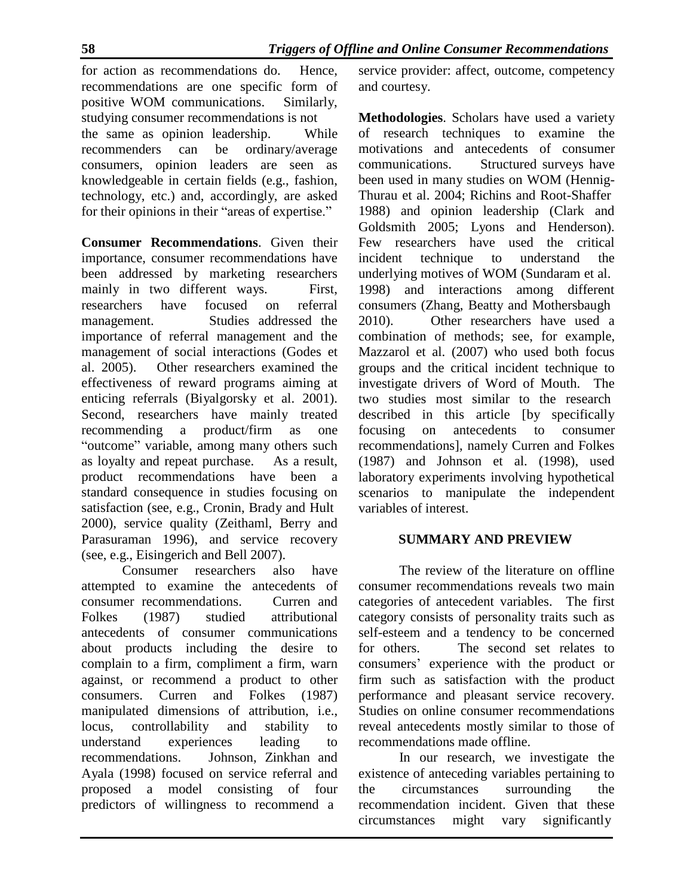for action as recommendations do. Hence, recommendations are one specific form of positive WOM communications. Similarly, studying consumer recommendations is not the same as opinion leadership. While recommenders can be ordinary/average consumers, opinion leaders are seen as knowledgeable in certain fields (e.g., fashion, technology, etc.) and, accordingly, are asked for their opinions in their "areas of expertise."

**Consumer Recommendations**. Given their importance, consumer recommendations have been addressed by marketing researchers mainly in two different ways. First, researchers have focused on referral management. Studies addressed the importance of referral management and the management of social interactions (Godes et al. 2005). Other researchers examined the effectiveness of reward programs aiming at enticing referrals (Biyalgorsky et al. 2001). Second, researchers have mainly treated recommending a product/firm as one "outcome" variable, among many others such as loyalty and repeat purchase. As a result, product recommendations have been a standard consequence in studies focusing on satisfaction (see, e.g., Cronin, Brady and Hult 2000), service quality (Zeithaml, Berry and Parasuraman 1996), and service recovery (see, e.g., Eisingerich and Bell 2007).

Consumer researchers also have attempted to examine the antecedents of consumer recommendations. Curren and Folkes (1987) studied attributional antecedents of consumer communications about products including the desire to complain to a firm, compliment a firm, warn against, or recommend a product to other consumers. Curren and Folkes (1987) manipulated dimensions of attribution, i.e., locus, controllability and stability to understand experiences leading to recommendations. Johnson, Zinkhan and Ayala (1998) focused on service referral and proposed a model consisting of four predictors of willingness to recommend a service provider: affect, outcome, competency and courtesy.

**Methodologies**. Scholars have used a variety of research techniques to examine the motivations and antecedents of consumer communications. Structured surveys have been used in many studies on WOM (Hennig-Thurau et al. 2004; Richins and Root-Shaffer 1988) and opinion leadership (Clark and Goldsmith 2005; Lyons and Henderson). Few researchers have used the critical incident technique to understand the underlying motives of WOM (Sundaram et al. 1998) and interactions among different consumers (Zhang, Beatty and Mothersbaugh 2010). Other researchers have used a combination of methods; see, for example, Mazzarol et al. (2007) who used both focus groups and the critical incident technique to investigate drivers of Word of Mouth. The two studies most similar to the research described in this article [by specifically focusing on antecedents to consumer recommendations], namely Curren and Folkes (1987) and Johnson et al. (1998), used laboratory experiments involving hypothetical scenarios to manipulate the independent variables of interest.

## SUMMARY AND PREVIEW

The review of the literature on offline consumer recommendations reveals two main categories of antecedent variables. The first category consists of personality traits such as self-esteem and a tendency to be concerned for others. The second set relates to consumers' experience with the product or firm such as satisfaction with the product performance and pleasant service recovery. Studies on online consumer recommendations reveal antecedents mostly similar to those of recommendations made offline.

In our research, we investigate the existence of anteceding variables pertaining to the circumstances surrounding the recommendation incident. Given that these circumstances might vary significantly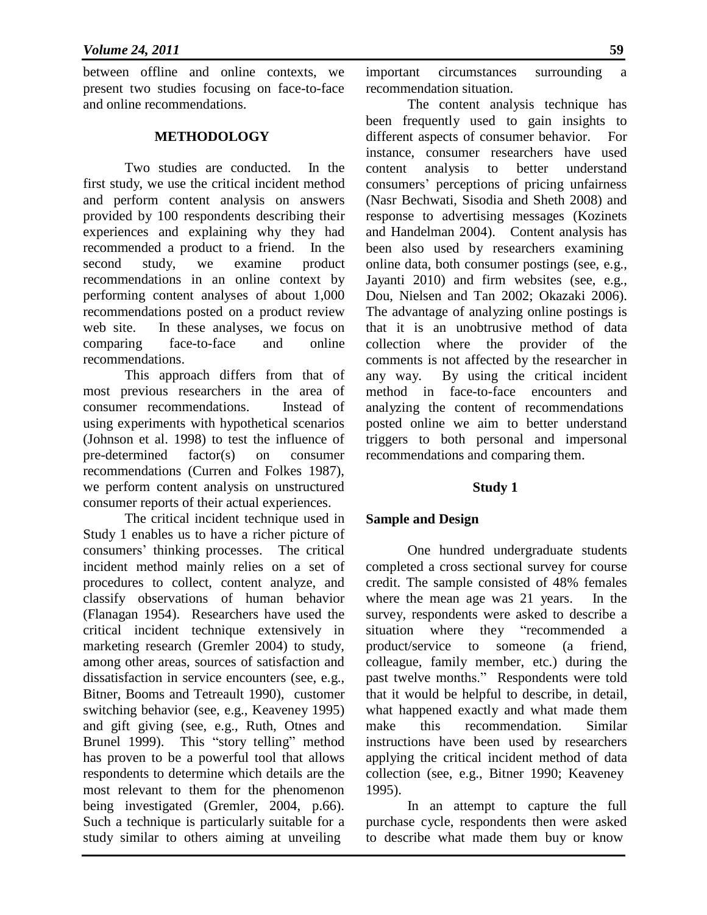between offline and online contexts, we present two studies focusing on face-to-face and online recommendations.

## METHODOLOGY

Two studies are conducted. In the first study, we use the critical incident method and perform content analysis on answers provided by 100 respondents describing their experiences and explaining why they had recommended a product to a friend. In the second study, we examine product recommendations in an online context by performing content analyses of about 1,000 recommendations posted on a product review web site. In these analyses, we focus on comparing face-to-face and online recommendations.

This approach differs from that of most previous researchers in the area of consumer recommendations. Instead of using experiments with hypothetical scenarios (Johnson et al. 1998) to test the influence of pre-determined factor(s) on consumer recommendations (Curren and Folkes 1987), we perform content analysis on unstructured consumer reports of their actual experiences.

The critical incident technique used in Study 1 enables us to have a richer picture of consumers' thinking processes. The critical incident method mainly relies on a set of procedures to collect, content analyze, and classify observations of human behavior (Flanagan 1954). Researchers have used the critical incident technique extensively in marketing research (Gremler 2004) to study, among other areas, sources of satisfaction and dissatisfaction in service encounters (see, e.g., Bitner, Booms and Tetreault 1990), customer switching behavior (see, e.g., Keaveney 1995) and gift giving (see, e.g., Ruth, Otnes and Brunel 1999). This "story telling" method has proven to be a powerful tool that allows respondents to determine which details are the most relevant to them for the phenomenon being investigated (Gremler, 2004, p.66). Such a technique is particularly suitable for a study similar to others aiming at unveiling important circumstances surrounding a recommendation situation.

The content analysis technique has been frequently used to gain insights to different aspects of consumer behavior. For instance, consumer researchers have used content analysis to better understand consumers' perceptions of pricing unfairness (Nasr Bechwati, Sisodia and Sheth 2008) and response to advertising messages (Kozinets and Handelman 2004). Content analysis has been also used by researchers examining online data, both consumer postings (see, e.g., Jayanti 2010) and firm websites (see, e.g., Dou, Nielsen and Tan 2002; Okazaki 2006). The advantage of analyzing online postings is that it is an unobtrusive method of data collection where the provider of the comments is not affected by the researcher in any way. By using the critical incident method in face-to-face encounters and analyzing the content of recommendations posted online we aim to better understand triggers to both personal and impersonal recommendations and comparing them.

### Study 1

#### Sample and Design

One hundred undergraduate students completed a cross sectional survey for course credit. The sample consisted of 48% females where the mean age was 21 years. In the survey, respondents were asked to describe a situation where they "recommended a product/service to someone (a friend, colleague, family member, etc.) during the past twelve months." Respondents were told that it would be helpful to describe, in detail, what happened exactly and what made them make this recommendation. Similar instructions have been used by researchers applying the critical incident method of data collection (see, e.g., Bitner 1990; Keaveney 1995).

In an attempt to capture the full purchase cycle, respondents then were asked to describe what made them buy or know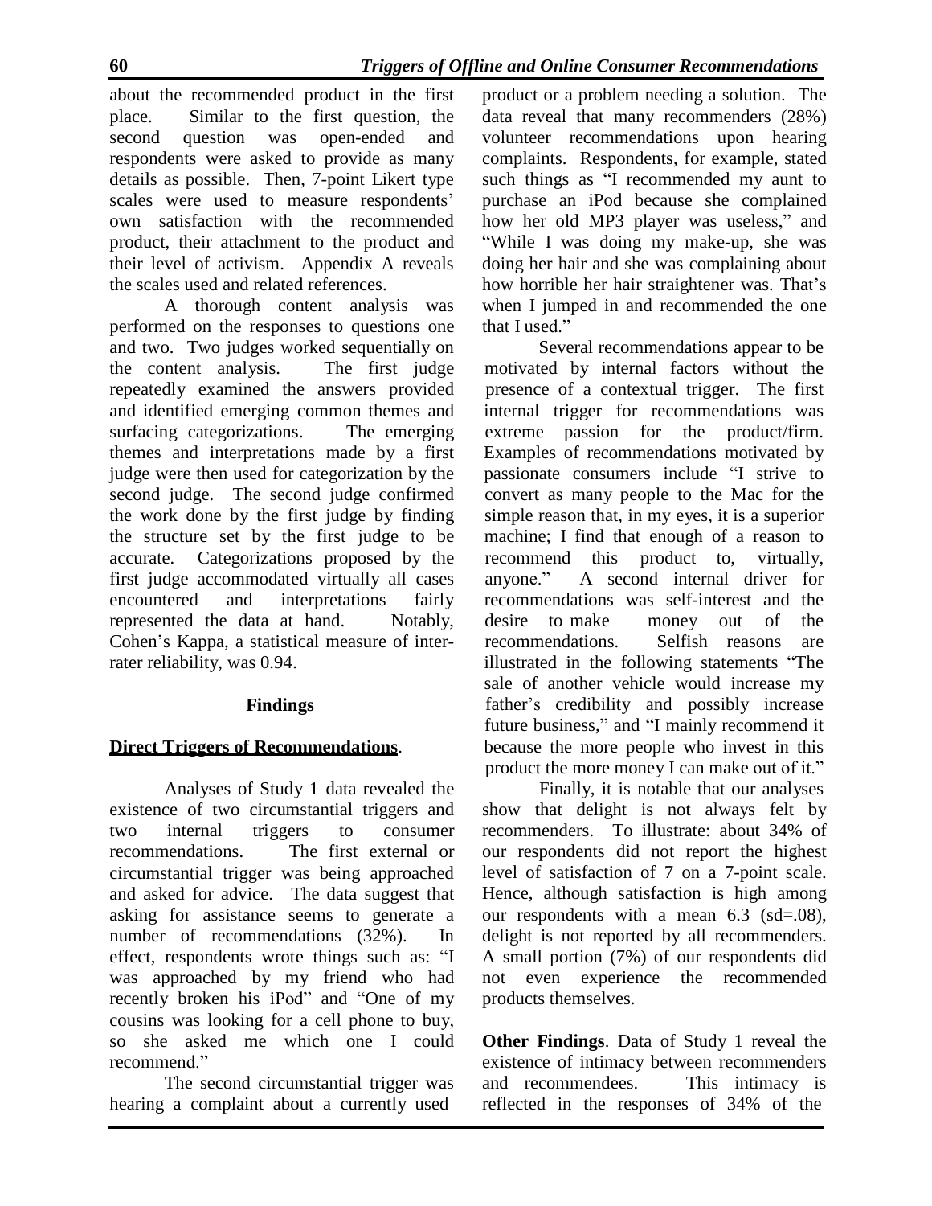about the recommended product in the first place. Similar to the first question, the second question was open-ended and respondents were asked to provide as many details as possible. Then, 7-point Likert type scales were used to measure respondents' own satisfaction with the recommended product, their attachment to the product and their level of activism. Appendix A reveals the scales used and related references.

A thorough content analysis was performed on the responses to questions one and two. Two judges worked sequentially on the content analysis. The first judge repeatedly examined the answers provided and identified emerging common themes and surfacing categorizations. The emerging themes and interpretations made by a first judge were then used for categorization by the second judge. The second judge confirmed the work done by the first judge by finding the structure set by the first judge to be accurate. Categorizations proposed by the first judge accommodated virtually all cases encountered and interpretations fairly represented the data at hand. Notably, Cohen's Kappa, a statistical measure of inter-rater reliability, was 0.94.

## Findings

**Direct Triggers of Recommendations**.

Analyses of Study 1 data revealed the existence of two circumstantial triggers and two internal triggers to consumer recommendations. The first external or circumstantial trigger was being approached and asked for advice. The data suggest that asking for assistance seems to generate a number of recommendations (32%). In effect, respondents wrote things such as: "I was approached by my friend who had recently broken his iPod" and "One of my cousins was looking for a cell phone to buy, so she asked me which one I could recommend."

The second circumstantial trigger was hearing a complaint about a currently used product or a problem needing a solution. The data reveal that many recommenders (28%) volunteer recommendations upon hearing complaints. Respondents, for example, stated such things as "I recommended my aunt to purchase an iPod because she complained how her old MP3 player was useless," and "While I was doing my make-up, she was doing her hair and she was complaining about how horrible her hair straightener was. That's when I jumped in and recommended the one that I used."

Several recommendations appear to be motivated by internal factors without the presence of a contextual trigger. The first internal trigger for recommendations was extreme passion for the product/firm. Examples of recommendations motivated by passionate consumers include "I strive to convert as many people to the Mac for the simple reason that, in my eyes, it is a superior machine; I find that enough of a reason to recommend this product to, virtually, anyone." A second internal driver for recommendations was self-interest and the desire to make money out of the recommendations. Selfish reasons are illustrated in the following statements "The sale of another vehicle would increase my father's credibility and possibly increase future business," and "I mainly recommend it because the more people who invest in this product the more money I can make out of it."

Finally, it is notable that our analyses show that delight is not always felt by recommenders. To illustrate: about 34% of our respondents did not report the highest level of satisfaction of 7 on a 7-point scale. Hence, although satisfaction is high among our respondents with a mean 6.3 (sd=.08), delight is not reported by all recommenders. A small portion (7%) of our respondents did not even experience the recommended products themselves.

**Other Findings**. Data of Study 1 reveal the existence of intimacy between recommenders and recommendees. This intimacy is reflected in the responses of 34% of the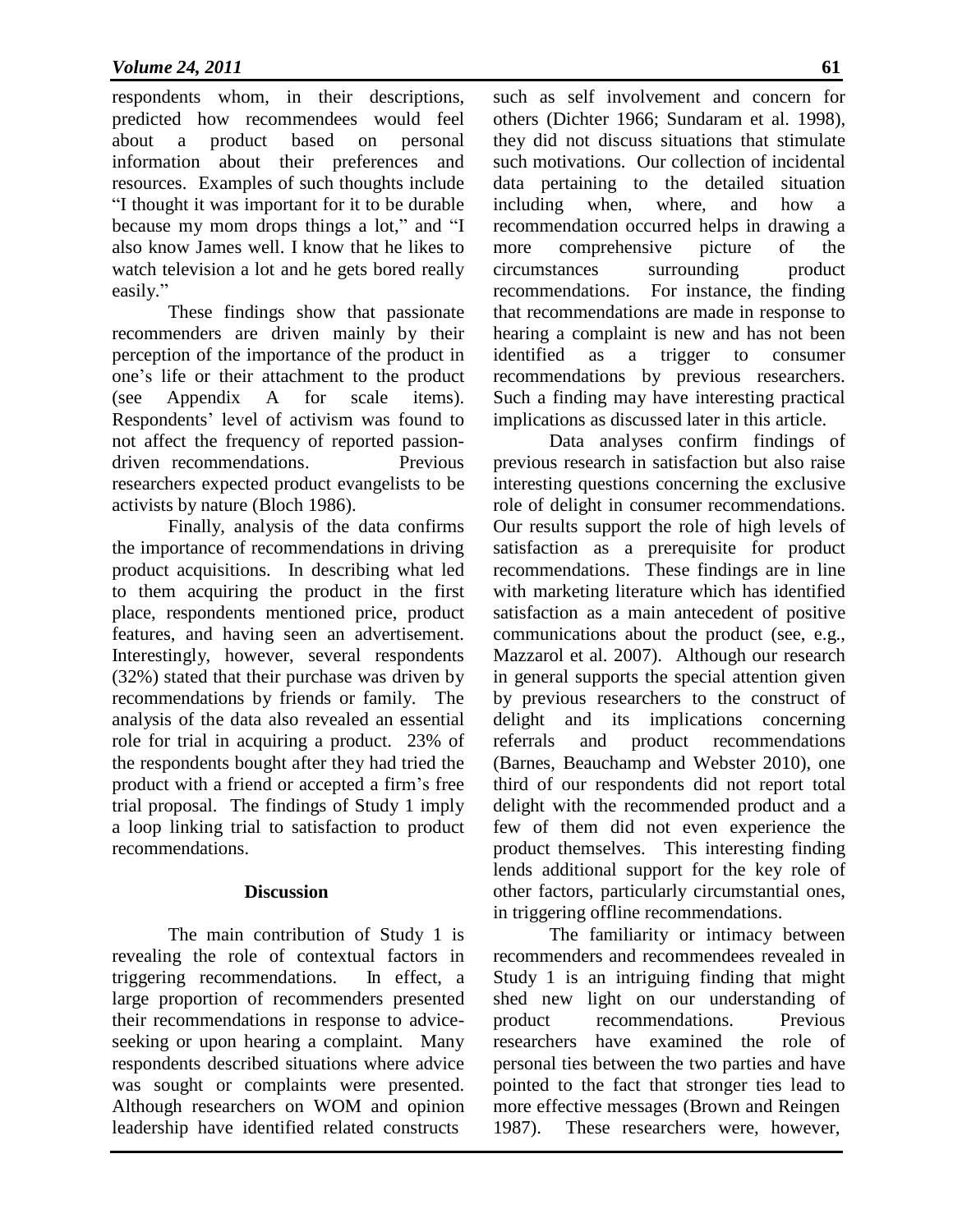respondents whom, in their descriptions, predicted how recommendees would feel about a product based on personal information about their preferences and resources. Examples of such thoughts include "I thought it was important for it to be durable because my mom drops things a lot," and "I also know James well. I know that he likes to watch television a lot and he gets bored really easily."

These findings show that passionate recommenders are driven mainly by their perception of the importance of the product in one's life or their attachment to the product (see Appendix A for scale items). Respondents' level of activism was found to not affect the frequency of reported passion-driven recommendations. Previous researchers expected product evangelists to be activists by nature (Bloch 1986).

Finally, analysis of the data confirms the importance of recommendations in driving product acquisitions. In describing what led to them acquiring the product in the first place, respondents mentioned price, product features, and having seen an advertisement. Interestingly, however, several respondents (32%) stated that their purchase was driven by recommendations by friends or family. The analysis of the data also revealed an essential role for trial in acquiring a product. 23% of the respondents bought after they had tried the product with a friend or accepted a firm's free trial proposal. The findings of Study 1 imply a loop linking trial to satisfaction to product recommendations.

### Discussion

The main contribution of Study 1 is revealing the role of contextual factors in triggering recommendations. In effect, a large proportion of recommenders presented their recommendations in response to advice-seeking or upon hearing a complaint. Many respondents described situations where advice was sought or complaints were presented. Although researchers on WOM and opinion leadership have identified related constructs such as self involvement and concern for others (Dichter 1966; Sundaram et al. 1998), they did not discuss situations that stimulate such motivations. Our collection of incidental data pertaining to the detailed situation including when, where, and how a recommendation occurred helps in drawing a more comprehensive picture of the circumstances surrounding product recommendations. For instance, the finding that recommendations are made in response to hearing a complaint is new and has not been identified as a trigger to consumer recommendations by previous researchers. Such a finding may have interesting practical implications as discussed later in this article.

Data analyses confirm findings of previous research in satisfaction but also raise interesting questions concerning the exclusive role of delight in consumer recommendations. Our results support the role of high levels of satisfaction as a prerequisite for product recommendations. These findings are in line with marketing literature which has identified satisfaction as a main antecedent of positive communications about the product (see, e.g., Mazzarol et al. 2007). Although our research in general supports the special attention given by previous researchers to the construct of delight and its implications concerning referrals and product recommendations (Barnes, Beauchamp and Webster 2010), one third of our respondents did not report total delight with the recommended product and a few of them did not even experience the product themselves. This interesting finding lends additional support for the key role of other factors, particularly circumstantial ones, in triggering offline recommendations.

The familiarity or intimacy between recommenders and recommendees revealed in Study 1 is an intriguing finding that might shed new light on our understanding of product recommendations. Previous researchers have examined the role of personal ties between the two parties and have pointed to the fact that stronger ties lead to more effective messages (Brown and Reingen 1987). These researchers were, however,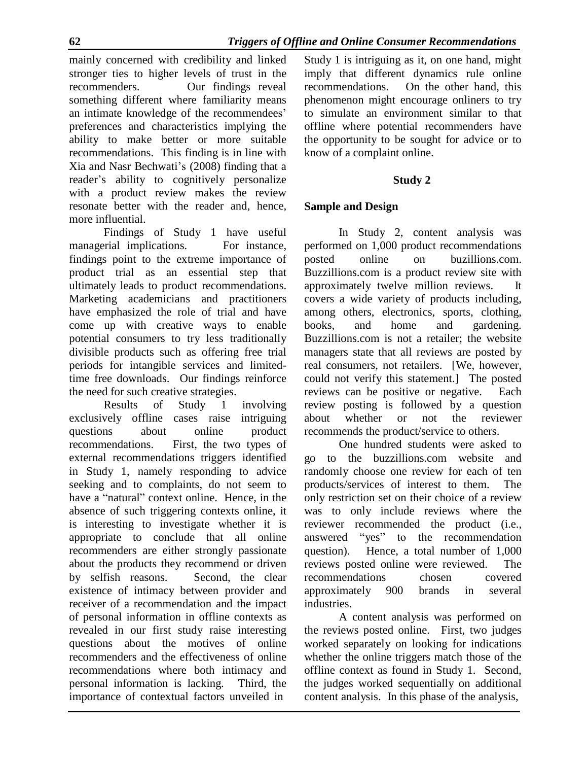mainly concerned with credibility and linked stronger ties to higher levels of trust in the recommenders. Our findings reveal something different where familiarity means an intimate knowledge of the recommendees' preferences and characteristics implying the ability to make better or more suitable recommendations. This finding is in line with Xia and Nasr Bechwati's (2008) finding that a reader's ability to cognitively personalize with a product review makes the review resonate better with the reader and, hence, more influential.

Findings of Study 1 have useful managerial implications. For instance, findings point to the extreme importance of product trial as an essential step that ultimately leads to product recommendations. Marketing academicians and practitioners have emphasized the role of trial and have come up with creative ways to enable potential consumers to try less traditionally divisible products such as offering free trial periods for intangible services and limited-time free downloads. Our findings reinforce the need for such creative strategies.

Results of Study 1 involving exclusively offline cases raise intriguing questions about online product recommendations. First, the two types of external recommendations triggers identified in Study 1, namely responding to advice seeking and to complaints, do not seem to have a "natural" context online. Hence, in the absence of such triggering contexts online, it is interesting to investigate whether it is appropriate to conclude that all online recommenders are either strongly passionate about the products they recommend or driven by selfish reasons. Second, the clear existence of intimacy between provider and receiver of a recommendation and the impact of personal information in offline contexts as revealed in our first study raise interesting questions about the motives of online recommenders and the effectiveness of online recommendations where both intimacy and personal information is lacking. Third, the importance of contextual factors unveiled in Study 1 is intriguing as it, on one hand, might imply that different dynamics rule online recommendations. On the other hand, this phenomenon might encourage onliners to try to simulate an environment similar to that offline where potential recommenders have the opportunity to be sought for advice or to know of a complaint online.

## Study 2

### Sample and Design

In Study 2, content analysis was performed on 1,000 product recommendations posted online on buzillions.com. Buzzillions.com is a product review site with approximately twelve million reviews. It covers a wide variety of products including, among others, electronics, sports, clothing, books, and home and gardening. Buzzillions.com is not a retailer; the website managers state that all reviews are posted by real consumers, not retailers. [We, however, could not verify this statement.] The posted reviews can be positive or negative. Each review posting is followed by a question about whether or not the reviewer recommends the product/service to others.

One hundred students were asked to go to the buzzillions.com website and randomly choose one review for each of ten products/services of interest to them. The only restriction set on their choice of a review was to only include reviews where the reviewer recommended the product (i.e., answered "yes" to the recommendation question). Hence, a total number of 1,000 reviews posted online were reviewed. The recommendations chosen covered approximately 900 brands in several industries.

A content analysis was performed on the reviews posted online. First, two judges worked separately on looking for indications whether the online triggers match those of the offline context as found in Study 1. Second, the judges worked sequentially on additional content analysis. In this phase of the analysis,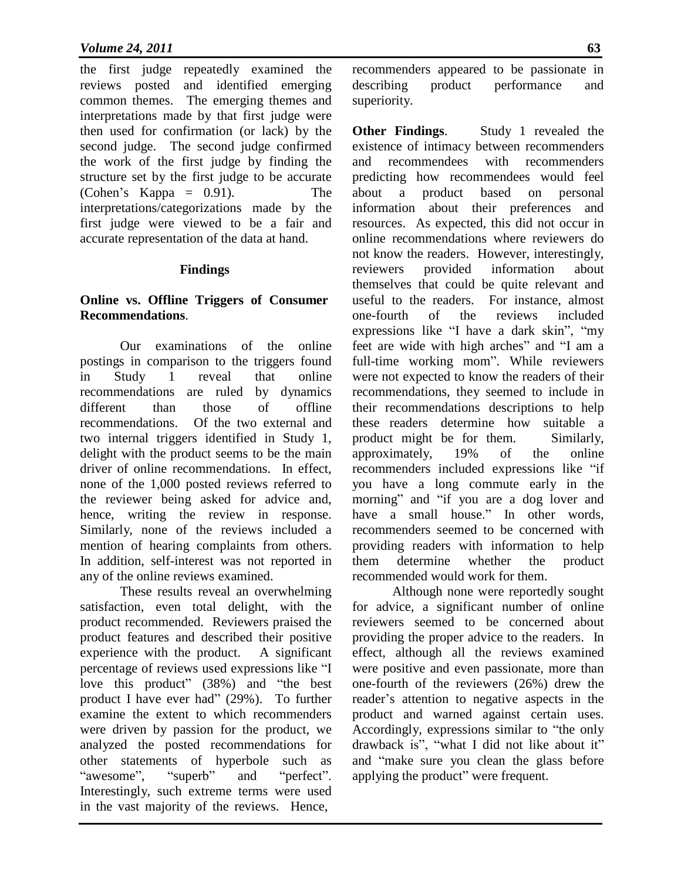the first judge repeatedly examined the reviews posted and identified emerging common themes. The emerging themes and interpretations made by that first judge were then used for confirmation (or lack) by the second judge. The second judge confirmed the work of the first judge by finding the structure set by the first judge to be accurate (Cohen's Kappa = 0.91). The interpretations/categorizations made by the first judge were viewed to be a fair and accurate representation of the data at hand.

## Findings

### Online vs. Offline Triggers of Consumer Recommendations.

Our examinations of the online postings in comparison to the triggers found in Study 1 reveal that online recommendations are ruled by dynamics different than those of offline recommendations. Of the two external and two internal triggers identified in Study 1, delight with the product seems to be the main driver of online recommendations. In effect, none of the 1,000 posted reviews referred to the reviewer being asked for advice and, hence, writing the review in response. Similarly, none of the reviews included a mention of hearing complaints from others. In addition, self-interest was not reported in any of the online reviews examined.

These results reveal an overwhelming satisfaction, even total delight, with the product recommended. Reviewers praised the product features and described their positive experience with the product. A significant percentage of reviews used expressions like "I love this product" (38%) and "the best product I have ever had" (29%). To further examine the extent to which recommenders were driven by passion for the product, we analyzed the posted recommendations for other statements of hyperbole such as "awesome", "superb" and "perfect". Interestingly, such extreme terms were used in the vast majority of the reviews. Hence, recommenders appeared to be passionate in describing product performance and superiority.

**Other Findings**. Study 1 revealed the existence of intimacy between recommenders and recommendees with recommenders predicting how recommendees would feel about a product based on personal information about their preferences and resources. As expected, this did not occur in online recommendations where reviewers do not know the readers. However, interestingly, reviewers provided information about themselves that could be quite relevant and useful to the readers. For instance, almost one-fourth of the reviews included expressions like "I have a dark skin", "my feet are wide with high arches" and "I am a full-time working mom". While reviewers were not expected to know the readers of their recommendations, they seemed to include in their recommendations descriptions to help these readers determine how suitable a product might be for them. Similarly, approximately, 19% of the online recommenders included expressions like "if you have a long commute early in the morning" and "if you are a dog lover and have a small house." In other words, recommenders seemed to be concerned with providing readers with information to help them determine whether the product recommended would work for them.

Although none were reportedly sought for advice, a significant number of online reviewers seemed to be concerned about providing the proper advice to the readers. In effect, although all the reviews examined were positive and even passionate, more than one-fourth of the reviewers (26%) drew the reader's attention to negative aspects in the product and warned against certain uses. Accordingly, expressions similar to "the only drawback is", "what I did not like about it" and "make sure you clean the glass before applying the product" were frequent.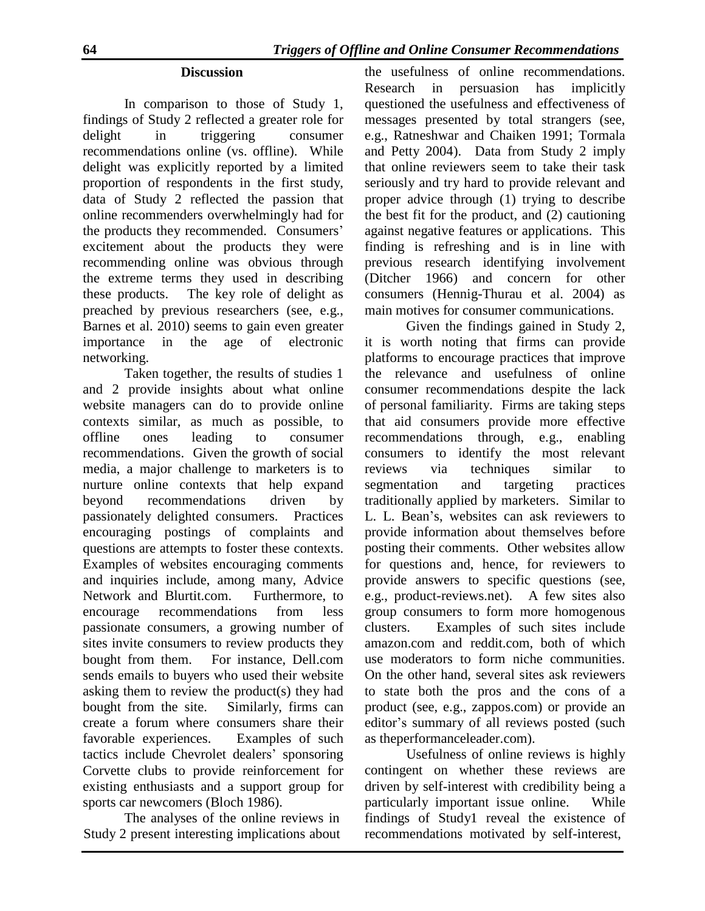## Discussion

In comparison to those of Study 1, findings of Study 2 reflected a greater role for delight in triggering consumer recommendations online (vs. offline). While delight was explicitly reported by a limited proportion of respondents in the first study, data of Study 2 reflected the passion that online recommenders overwhelmingly had for the products they recommended. Consumers' excitement about the products they were recommending online was obvious through the extreme terms they used in describing these products. The key role of delight as preached by previous researchers (see, e.g., Barnes et al. 2010) seems to gain even greater importance in the age of electronic networking.

Taken together, the results of studies 1 and 2 provide insights about what online website managers can do to provide online contexts similar, as much as possible, to offline ones leading to consumer recommendations. Given the growth of social media, a major challenge to marketers is to nurture online contexts that help expand beyond recommendations driven by passionately delighted consumers. Practices encouraging postings of complaints and questions are attempts to foster these contexts. Examples of websites encouraging comments and inquiries include, among many, Advice Network and Blurtit.com. Furthermore, to encourage recommendations from less passionate consumers, a growing number of sites invite consumers to review products they bought from them. For instance, Dell.com sends emails to buyers who used their website asking them to review the product(s) they had bought from the site. Similarly, firms can create a forum where consumers share their favorable experiences. Examples of such tactics include Chevrolet dealers' sponsoring Corvette clubs to provide reinforcement for existing enthusiasts and a support group for sports car newcomers (Bloch 1986).

The analyses of the online reviews in Study 2 present interesting implications about the usefulness of online recommendations. Research in persuasion has implicitly questioned the usefulness and effectiveness of messages presented by total strangers (see, e.g., Ratneshwar and Chaiken 1991; Tormala and Petty 2004). Data from Study 2 imply that online reviewers seem to take their task seriously and try hard to provide relevant and proper advice through (1) trying to describe the best fit for the product, and (2) cautioning against negative features or applications. This finding is refreshing and is in line with previous research identifying involvement (Ditcher 1966) and concern for other consumers (Hennig-Thurau et al. 2004) as main motives for consumer communications.

Given the findings gained in Study 2, it is worth noting that firms can provide platforms to encourage practices that improve the relevance and usefulness of online consumer recommendations despite the lack of personal familiarity. Firms are taking steps that aid consumers provide more effective recommendations through, e.g., enabling consumers to identify the most relevant reviews via techniques similar to segmentation and targeting practices traditionally applied by marketers. Similar to L. L. Bean's, websites can ask reviewers to provide information about themselves before posting their comments. Other websites allow for questions and, hence, for reviewers to provide answers to specific questions (see, e.g., product-reviews.net). A few sites also group consumers to form more homogenous clusters. Examples of such sites include amazon.com and reddit.com, both of which use moderators to form niche communities. On the other hand, several sites ask reviewers to state both the pros and the cons of a product (see, e.g., zappos.com) or provide an editor's summary of all reviews posted (such as theperformanceleader.com).

Usefulness of online reviews is highly contingent on whether these reviews are driven by self-interest with credibility being a particularly important issue online. While findings of Study1 reveal the existence of recommendations motivated by self-interest,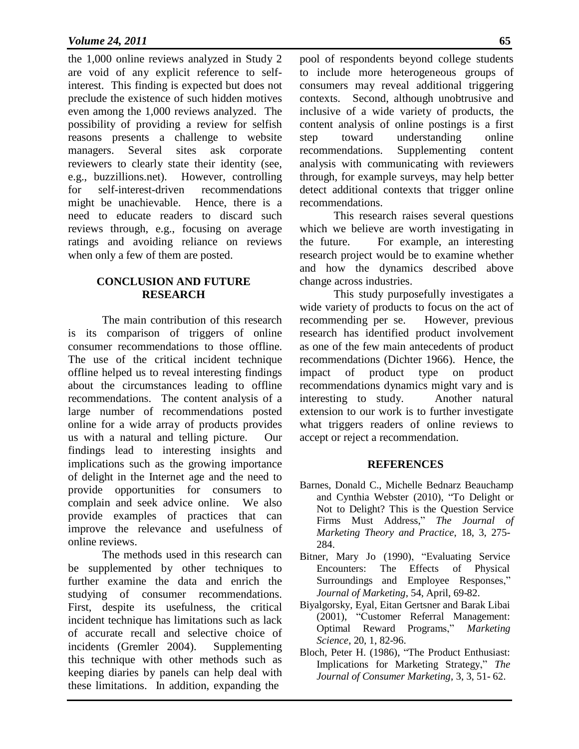the 1,000 online reviews analyzed in Study 2 are void of any explicit reference to self-interest. This finding is expected but does not preclude the existence of such hidden motives even among the 1,000 reviews analyzed. The possibility of providing a review for selfish reasons presents a challenge to website managers. Several sites ask corporate reviewers to clearly state their identity (see, e.g., buzzillions.net). However, controlling for self-interest-driven recommendations might be unachievable. Hence, there is a need to educate readers to discard such reviews through, e.g., focusing on average ratings and avoiding reliance on reviews when only a few of them are posted.

## CONCLUSION AND FUTURE RESEARCH

The main contribution of this research is its comparison of triggers of online consumer recommendations to those offline. The use of the critical incident technique offline helped us to reveal interesting findings about the circumstances leading to offline recommendations. The content analysis of a large number of recommendations posted online for a wide array of products provides us with a natural and telling picture. Our findings lead to interesting insights and implications such as the growing importance of delight in the Internet age and the need to provide opportunities for consumers to complain and seek advice online. We also provide examples of practices that can improve the relevance and usefulness of online reviews.

The methods used in this research can be supplemented by other techniques to further examine the data and enrich the studying of consumer recommendations. First, despite its usefulness, the critical incident technique has limitations such as lack of accurate recall and selective choice of incidents (Gremler 2004). Supplementing this technique with other methods such as keeping diaries by panels can help deal with these limitations. In addition, expanding the pool of respondents beyond college students to include more heterogeneous groups of consumers may reveal additional triggering contexts. Second, although unobtrusive and inclusive of a wide variety of products, the content analysis of online postings is a first step toward understanding online recommendations. Supplementing content analysis with communicating with reviewers through, for example surveys, may help better detect additional contexts that trigger online recommendations.

This research raises several questions which we believe are worth investigating in the future. For example, an interesting research project would be to examine whether and how the dynamics described above change across industries.

This study purposefully investigates a wide variety of products to focus on the act of recommending per se. However, previous research has identified product involvement as one of the few main antecedents of product recommendations (Dichter 1966). Hence, the impact of product type on product recommendations dynamics might vary and is interesting to study. Another natural extension to our work is to further investigate what triggers readers of online reviews to accept or reject a recommendation.

## REFERENCES

Barnes, Donald C., Michelle Bednarz Beauchamp and Cynthia Webster (2010), "To Delight or Not to Delight? This is the Question Service Firms Must Address," *The Journal of Marketing Theory and Practice*, 18, 3, 275-284.

Bitner, Mary Jo (1990), "Evaluating Service Encounters: The Effects of Physical Surroundings and Employee Responses," *Journal of Marketing*, 54, April, 69-82.

Biyalgorsky, Eyal, Eitan Gertsner and Barak Libai (2001), "Customer Referral Management: Optimal Reward Programs," *Marketing Science*, 20, 1, 82-96.

Bloch, Peter H. (1986), "The Product Enthusiast: Implications for Marketing Strategy," *The Journal of Consumer Marketing*, 3, 3, 51- 62.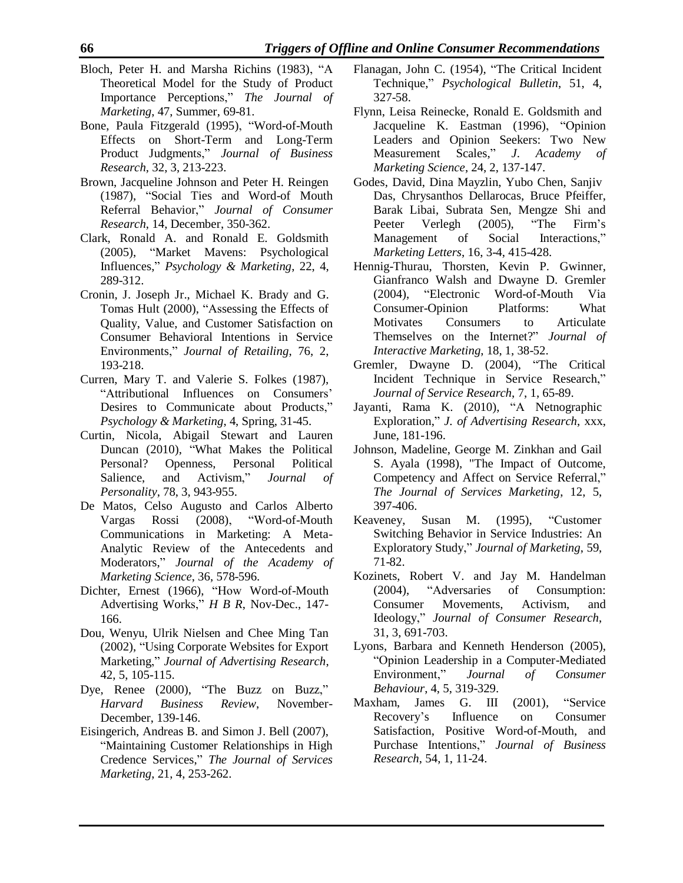Bloch, Peter H. and Marsha Richins (1983), "A Theoretical Model for the Study of Product Importance Perceptions," *The Journal of Marketing*, 47, Summer, 69-81.

Bone, Paula Fitzgerald (1995), "Word-of-Mouth Effects on Short-Term and Long-Term Product Judgments," *Journal of Business Research*, 32, 3, 213-223.

Brown, Jacqueline Johnson and Peter H. Reingen (1987), "Social Ties and Word-of Mouth Referral Behavior," *Journal of Consumer Research*, 14, December, 350-362.

Clark, Ronald A. and Ronald E. Goldsmith (2005), "Market Mavens: Psychological Influences," *Psychology & Marketing*, 22, 4, 289-312.

Cronin, J. Joseph Jr., Michael K. Brady and G. Tomas Hult (2000), "Assessing the Effects of Quality, Value, and Customer Satisfaction on Consumer Behavioral Intentions in Service Environments," *Journal of Retailing*, 76, 2, 193-218.

Curren, Mary T. and Valerie S. Folkes (1987), "Attributional Influences on Consumers' Desires to Communicate about Products," *Psychology & Marketing*, 4, Spring, 31-45.

Curtin, Nicola, Abigail Stewart and Lauren Duncan (2010), "What Makes the Political Personal? Openness, Personal Political Salience, and Activism," *Journal of Personality*, 78, 3, 943-955.

De Matos, Celso Augusto and Carlos Alberto Vargas Rossi (2008), "Word-of-Mouth Communications in Marketing: A Meta-Analytic Review of the Antecedents and Moderators," *Journal of the Academy of Marketing Science*, 36, 578-596.

Dichter, Ernest (1966), "How Word-of-Mouth Advertising Works," *H B R*, Nov-Dec., 147-166.

Dou, Wenyu, Ulrik Nielsen and Chee Ming Tan (2002), "Using Corporate Websites for Export Marketing," *Journal of Advertising Research*, 42, 5, 105-115.

Dye, Renee (2000), "The Buzz on Buzz," *Harvard Business Review*, November-December, 139-146.

Eisingerich, Andreas B. and Simon J. Bell (2007), "Maintaining Customer Relationships in High Credence Services," *The Journal of Services Marketing*, 21, 4, 253-262.

Flanagan, John C. (1954), "The Critical Incident Technique," *Psychological Bulletin*, 51, 4, 327-58.

Flynn, Leisa Reinecke, Ronald E. Goldsmith and Jacqueline K. Eastman (1996), "Opinion Leaders and Opinion Seekers: Two New Measurement Scales," *J. Academy of Marketing Science*, 24, 2, 137-147.

Godes, David, Dina Mayzlin, Yubo Chen, Sanjiv Das, Chrysanthos Dellarocas, Bruce Pfeiffer, Barak Libai, Subrata Sen, Mengze Shi and Peeter Verlegh (2005), "The Firm's Management of Social Interactions," *Marketing Letters*, 16, 3-4, 415-428.

Hennig-Thurau, Thorsten, Kevin P. Gwinner, Gianfranco Walsh and Dwayne D. Gremler (2004), "Electronic Word-of-Mouth Via Consumer-Opinion Platforms: What Motivates Consumers to Articulate Themselves on the Internet?" *Journal of Interactive Marketing*, 18, 1, 38-52.

Gremler, Dwayne D. (2004), "The Critical Incident Technique in Service Research," *Journal of Service Research*, 7, 1, 65-89.

Jayanti, Rama K. (2010), "A Netnographic Exploration," *J. of Advertising Research*, xxx, June, 181-196.

Johnson, Madeline, George M. Zinkhan and Gail S. Ayala (1998), "The Impact of Outcome, Competency and Affect on Service Referral," *The Journal of Services Marketing*, 12, 5, 397-406.

Keaveney, Susan M. (1995), "Customer Switching Behavior in Service Industries: An Exploratory Study," *Journal of Marketing*, 59, 71-82.

Kozinets, Robert V. and Jay M. Handelman (2004), "Adversaries of Consumption: Consumer Movements, Activism, and Ideology," *Journal of Consumer Research*, 31, 3, 691-703.

Lyons, Barbara and Kenneth Henderson (2005), "Opinion Leadership in a Computer-Mediated Environment," *Journal of Consumer Behaviour*, 4, 5, 319-329.

Maxham, James G. III (2001), "Service Recovery's Influence on Consumer Satisfaction, Positive Word-of-Mouth, and Purchase Intentions," *Journal of Business Research*, 54, 1, 11-24.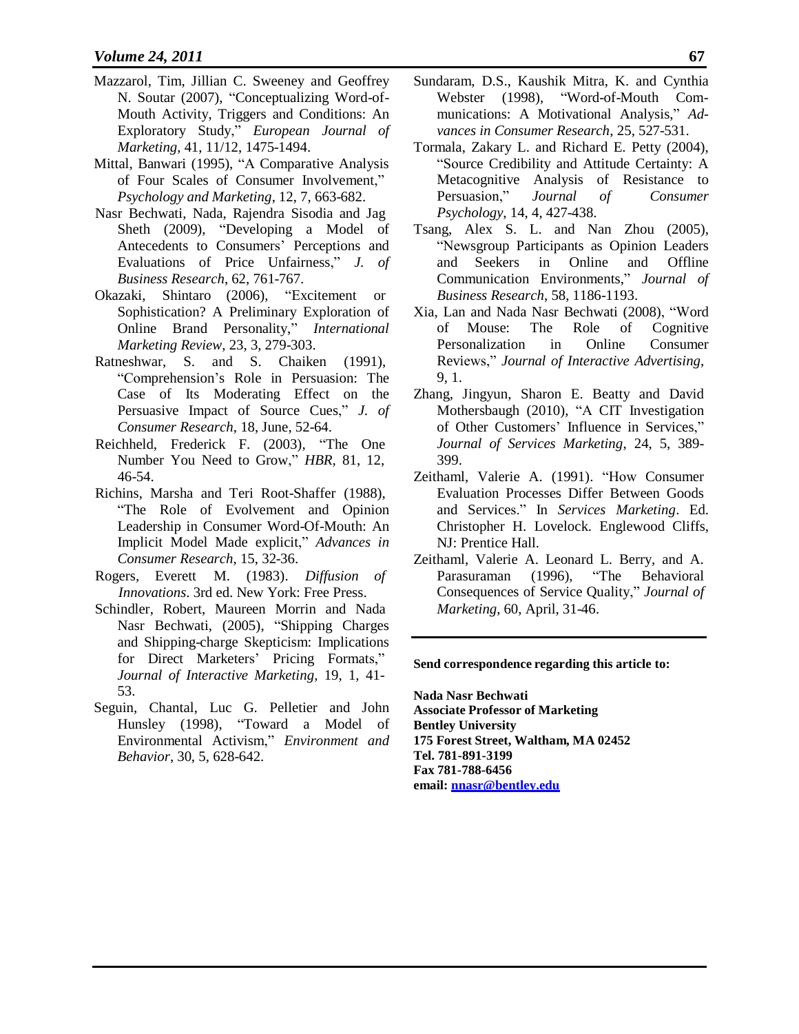Mazzarol, Tim, Jillian C. Sweeney and Geoffrey N. Soutar (2007), "Conceptualizing Word-of-Mouth Activity, Triggers and Conditions: An Exploratory Study," *European Journal of Marketing*, 41, 11/12, 1475-1494.

Mittal, Banwari (1995), "A Comparative Analysis of Four Scales of Consumer Involvement," *Psychology and Marketing*, 12, 7, 663-682.

Nasr Bechwati, Nada, Rajendra Sisodia and Jag Sheth (2009), "Developing a Model of Antecedents to Consumers' Perceptions and Evaluations of Price Unfairness," *J. of Business Research*, 62, 761-767.

Okazaki, Shintaro (2006), "Excitement or Sophistication? A Preliminary Exploration of Online Brand Personality," *International Marketing Review*, 23, 3, 279-303.

Ratneshwar, S. and S. Chaiken (1991), "Comprehension's Role in Persuasion: The Case of Its Moderating Effect on the Persuasive Impact of Source Cues," *J. of Consumer Research*, 18, June, 52-64.

Reichheld, Frederick F. (2003), "The One Number You Need to Grow," *HBR*, 81, 12, 46-54.

Richins, Marsha and Teri Root-Shaffer (1988), "The Role of Evolvement and Opinion Leadership in Consumer Word-Of-Mouth: An Implicit Model Made explicit," *Advances in Consumer Research*, 15, 32-36.

Rogers, Everett M. (1983). *Diffusion of Innovations*. 3rd ed. New York: Free Press.

Schindler, Robert, Maureen Morrin and Nada Nasr Bechwati, (2005), "Shipping Charges and Shipping-charge Skepticism: Implications for Direct Marketers' Pricing Formats," *Journal of Interactive Marketing*, 19, 1, 41-53.

Seguin, Chantal, Luc G. Pelletier and John Hunsley (1998), "Toward a Model of Environmental Activism," *Environment and Behavior*, 30, 5, 628-642.

Sundaram, D.S., Kaushik Mitra, K. and Cynthia Webster (1998), "Word-of-Mouth Communications: A Motivational Analysis," *Advances in Consumer Research*, 25, 527-531.

Tormala, Zakary L. and Richard E. Petty (2004), "Source Credibility and Attitude Certainty: A Metacognitive Analysis of Resistance to Persuasion," *Journal of Consumer Psychology*, 14, 4, 427-438.

Tsang, Alex S. L. and Nan Zhou (2005), "Newsgroup Participants as Opinion Leaders and Seekers in Online and Offline Communication Environments," *Journal of Business Research*, 58, 1186-1193.

Xia, Lan and Nada Nasr Bechwati (2008), "Word of Mouse: The Role of Cognitive Personalization in Online Consumer Reviews," *Journal of Interactive Advertising*, 9, 1.

Zhang, Jingyun, Sharon E. Beatty and David Mothersbaugh (2010), "A CIT Investigation of Other Customers' Influence in Services," *Journal of Services Marketing*, 24, 5, 389-399.

Zeithaml, Valerie A. (1991). "How Consumer Evaluation Processes Differ Between Goods and Services." In *Services Marketing*. Ed. Christopher H. Lovelock. Englewood Cliffs, NJ: Prentice Hall.

Zeithaml, Valerie A. Leonard L. Berry, and A. Parasuraman (1996), "The Behavioral Consequences of Service Quality," *Journal of Marketing*, 60, April, 31-46.

---

**Send correspondence regarding this article to:**

**Nada Nasr Bechwati**
**Associate Professor of Marketing**
**Bentley University**
**175 Forest Street, Waltham, MA 02452**
**Tel. 781-891-3199**
**Fax 781-788-6456**
**email: nnasr@bentley.edu**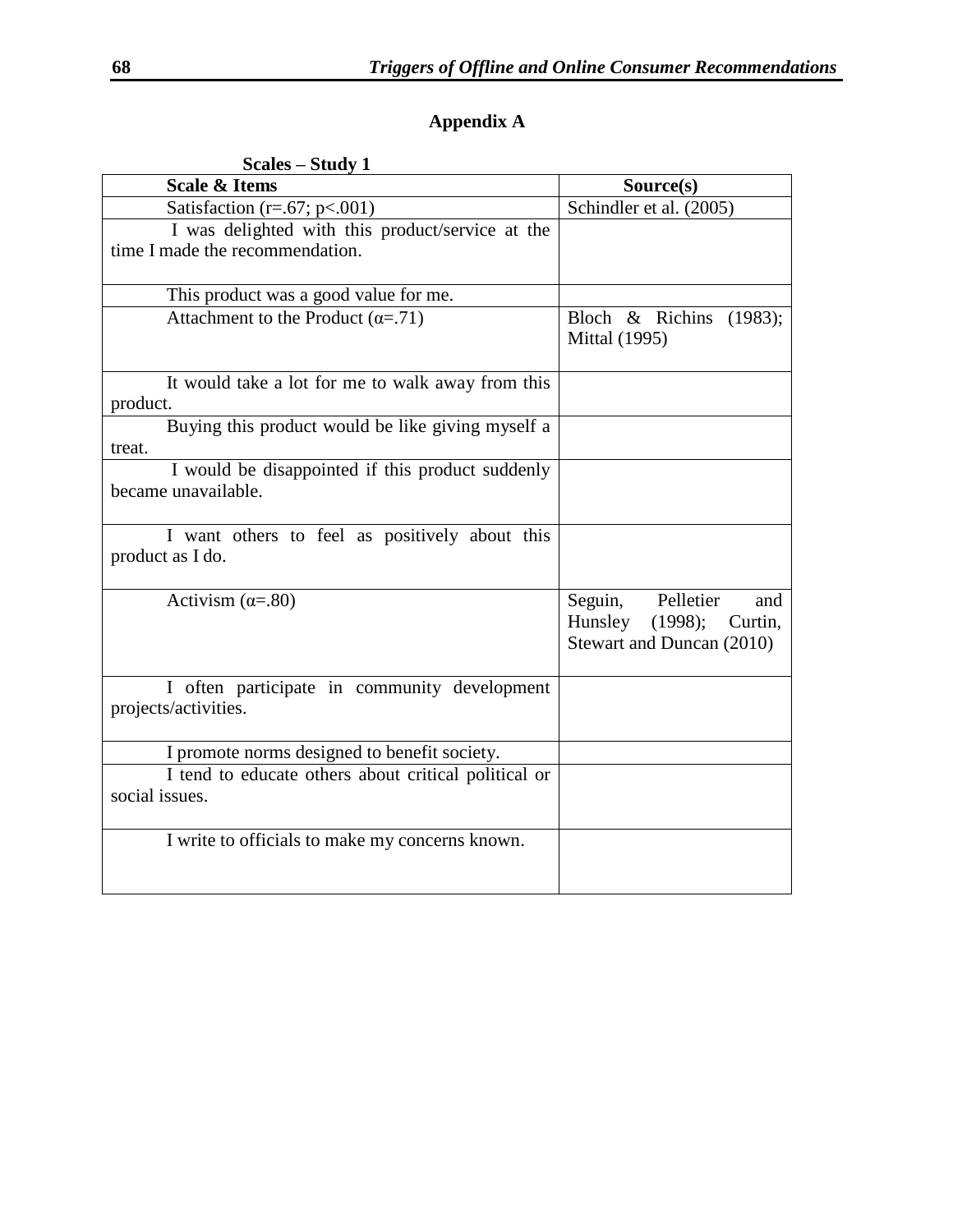## Appendix A

**Scales – Study 1**

| **Scale & Items** | **Source(s)** |
|---|---|
| Satisfaction ($r=.67$; $p<.001$) | Schindler et al. (2005) |
| I was delighted with this product/service at the time I made the recommendation. | |
| This product was a good value for me. | |
| Attachment to the Product ($\alpha=.71$) | Bloch & Richins (1983); Mittal (1995) |
| It would take a lot for me to walk away from this product. | |
| Buying this product would be like giving myself a treat. | |
| I would be disappointed if this product suddenly became unavailable. | |
| I want others to feel as positively about this product as I do. | |
| Activism ($\alpha=.80$) | Seguin, Pelletier and Hunsley (1998); Curtin, Stewart and Duncan (2010) |
| I often participate in community development projects/activities. | |
| I promote norms designed to benefit society. | |
| I tend to educate others about critical political or social issues. | |
| I write to officials to make my concerns known. | |